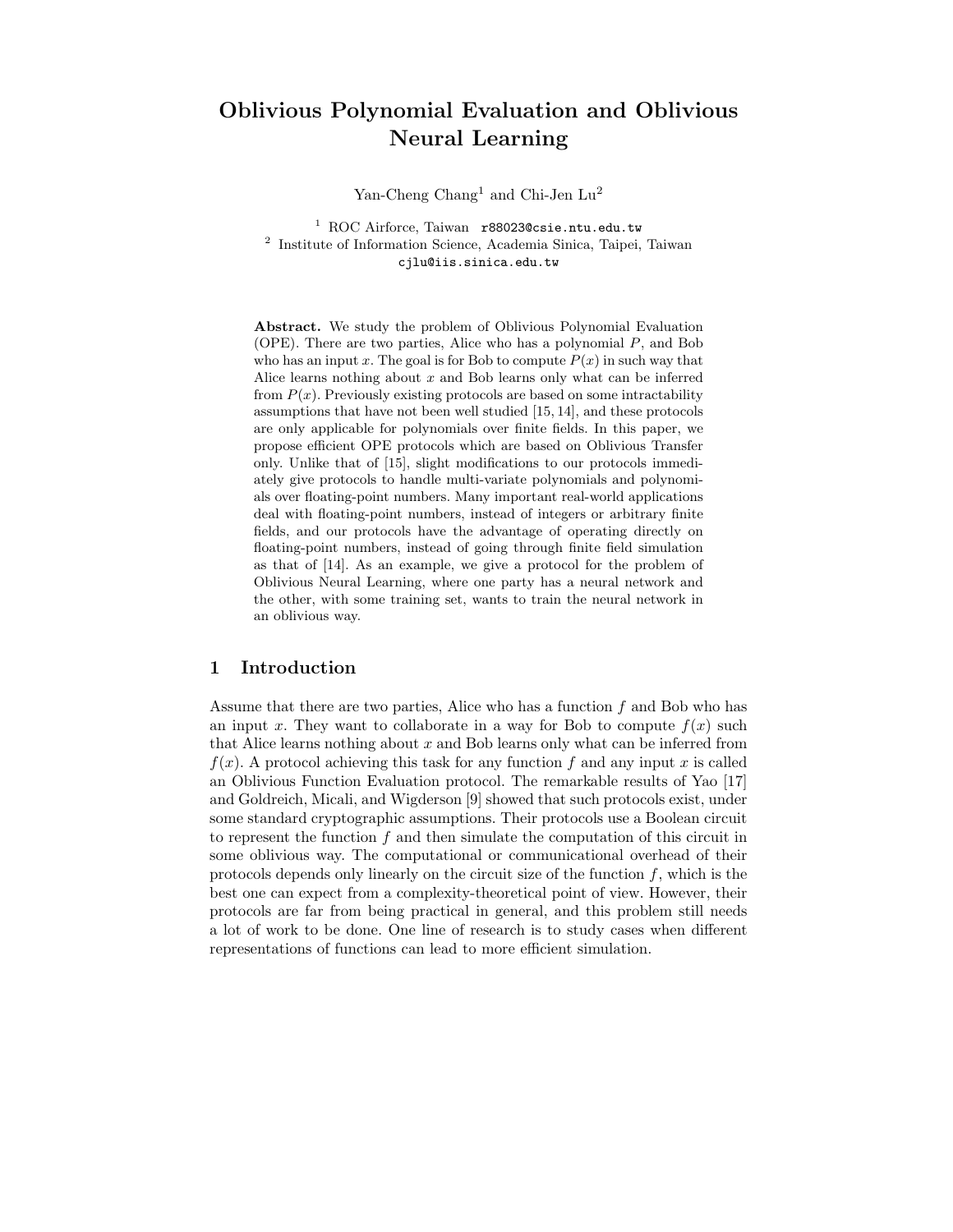# Oblivious Polynomial Evaluation and Oblivious Neural Learning

Yan-Cheng Chang[1] and Chi-Jen Lu[2]

[1] ROC Airforce, Taiwan r88023@csie.ntu.edu.tw
[2] Institute of Information Science, Academia Sinica, Taipei, Taiwan cjlu@iis.sinica.edu.tw

**Abstract.** We study the problem of Oblivious Polynomial Evaluation (OPE). There are two parties, Alice who has a polynomial $P$, and Bob who has an input $x$. The goal is for Bob to compute $P(x)$ in such way that Alice learns nothing about $x$ and Bob learns only what can be inferred from $P(x)$. Previously existing protocols are based on some intractability assumptions that have not been well studied [15, 14], and these protocols are only applicable for polynomials over finite fields. In this paper, we propose efficient OPE protocols which are based on Oblivious Transfer only. Unlike that of [15], slight modifications to our protocols immediately give protocols to handle multi-variate polynomials and polynomials over floating-point numbers. Many important real-world applications deal with floating-point numbers, instead of integers or arbitrary finite fields, and our protocols have the advantage of operating directly on floating-point numbers, instead of going through finite field simulation as that of [14]. As an example, we give a protocol for the problem of Oblivious Neural Learning, where one party has a neural network and the other, with some training set, wants to train the neural network in an oblivious way.

## 1 Introduction

Assume that there are two parties, Alice who has a function $f$ and Bob who has an input $x$. They want to collaborate in a way for Bob to compute $f(x)$ such that Alice learns nothing about $x$ and Bob learns only what can be inferred from $f(x)$. A protocol achieving this task for any function $f$ and any input $x$ is called an Oblivious Function Evaluation protocol. The remarkable results of Yao [17] and Goldreich, Micali, and Wigderson [9] showed that such protocols exist, under some standard cryptographic assumptions. Their protocols use a Boolean circuit to represent the function $f$ and then simulate the computation of this circuit in some oblivious way. The computational or communicational overhead of their protocols depends only linearly on the circuit size of the function $f$, which is the best one can expect from a complexity-theoretical point of view. However, their protocols are far from being practical in general, and this problem still needs a lot of work to be done. One line of research is to study cases when different representations of functions can lead to more efficient simulation.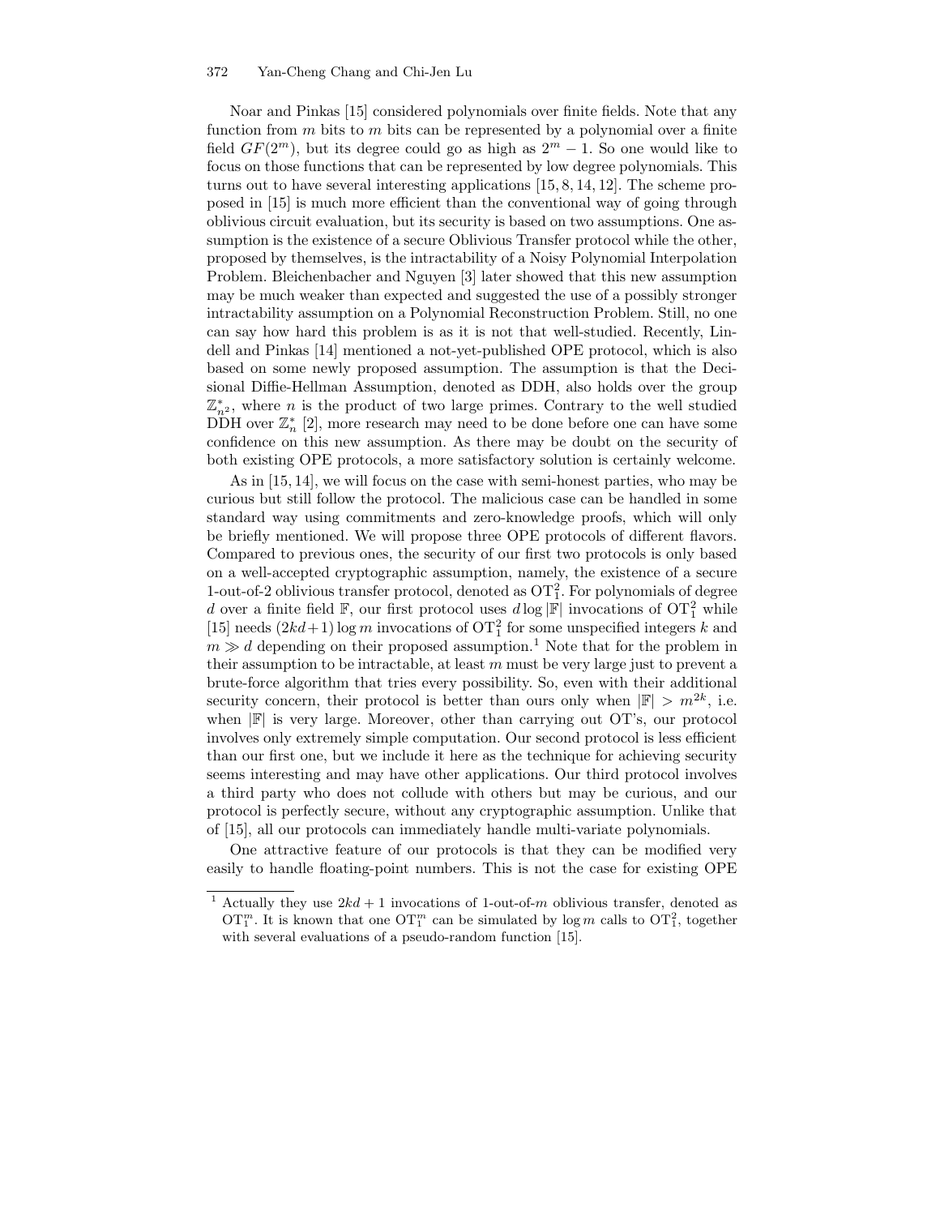Noar and Pinkas [15] considered polynomials over finite fields. Note that any function from $m$ bits to $m$ bits can be represented by a polynomial over a finite field $GF(2^m)$, but its degree could go as high as $2^m - 1$. So one would like to focus on those functions that can be represented by low degree polynomials. This turns out to have several interesting applications [15, 8, 14, 12]. The scheme proposed in [15] is much more efficient than the conventional way of going through oblivious circuit evaluation, but its security is based on two assumptions. One assumption is the existence of a secure Oblivious Transfer protocol while the other, proposed by themselves, is the intractability of a Noisy Polynomial Interpolation Problem. Bleichenbacher and Nguyen [3] later showed that this new assumption may be much weaker than expected and suggested the use of a possibly stronger intractability assumption on a Polynomial Reconstruction Problem. Still, no one can say how hard this problem is as it is not that well-studied. Recently, Lindell and Pinkas [14] mentioned a not-yet-published OPE protocol, which is also based on some newly proposed assumption. The assumption is that the Decisional Diffie-Hellman Assumption, denoted as DDH, also holds over the group $\mathbb{Z}^*_{n^2}$, where $n$ is the product of two large primes. Contrary to the well studied DDH over $\mathbb{Z}^*_n$ [2], more research may need to be done before one can have some confidence on this new assumption. As there may be doubt on the security of both existing OPE protocols, a more satisfactory solution is certainly welcome.

As in [15, 14], we will focus on the case with semi-honest parties, who may be curious but still follow the protocol. The malicious case can be handled in some standard way using commitments and zero-knowledge proofs, which will only be briefly mentioned. We will propose three OPE protocols of different flavors. Compared to previous ones, the security of our first two protocols is only based on a well-accepted cryptographic assumption, namely, the existence of a secure 1-out-of-2 oblivious transfer protocol, denoted as $\mathrm{OT}^2_1$. For polynomials of degree $d$ over a finite field $\mathbb{F}$, our first protocol uses $d \log |\mathbb{F}|$ invocations of $\mathrm{OT}^2_1$ while [15] needs $(2kd+1)\log m$ invocations of $\mathrm{OT}^2_1$ for some unspecified integers $k$ and $m \gg d$ depending on their proposed assumption.[1] Note that for the problem in their assumption to be intractable, at least $m$ must be very large just to prevent a brute-force algorithm that tries every possibility. So, even with their additional security concern, their protocol is better than ours only when $|\mathbb{F}| > m^{2k}$, i.e. when $|\mathbb{F}|$ is very large. Moreover, other than carrying out OT's, our protocol involves only extremely simple computation. Our second protocol is less efficient than our first one, but we include it here as the technique for achieving security seems interesting and may have other applications. Our third protocol involves a third party who does not collude with others but may be curious, and our protocol is perfectly secure, without any cryptographic assumption. Unlike that of [15], all our protocols can immediately handle multi-variate polynomials.

One attractive feature of our protocols is that they can be modified very easily to handle floating-point numbers. This is not the case for existing OPE

[1] Actually they use $2kd + 1$ invocations of 1-out-of-$m$ oblivious transfer, denoted as $\mathrm{OT}^m_1$. It is known that one $\mathrm{OT}^m_1$ can be simulated by $\log m$ calls to $\mathrm{OT}^2_1$, together with several evaluations of a pseudo-random function [15].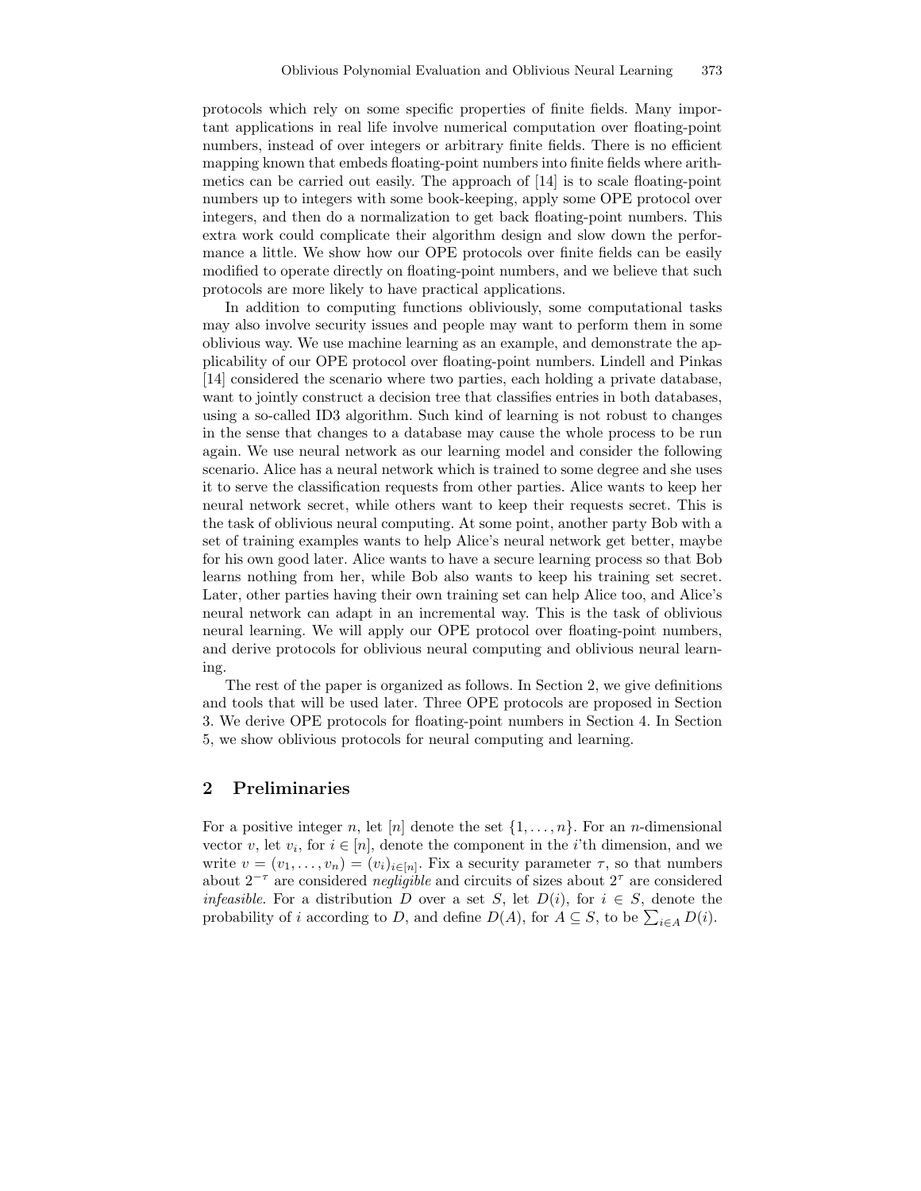protocols which rely on some specific properties of finite fields. Many important applications in real life involve numerical computation over floating-point numbers, instead of over integers or arbitrary finite fields. There is no efficient mapping known that embeds floating-point numbers into finite fields where arithmetics can be carried out easily. The approach of [14] is to scale floating-point numbers up to integers with some book-keeping, apply some OPE protocol over integers, and then do a normalization to get back floating-point numbers. This extra work could complicate their algorithm design and slow down the performance a little. We show how our OPE protocols over finite fields can be easily modified to operate directly on floating-point numbers, and we believe that such protocols are more likely to have practical applications.

In addition to computing functions obliviously, some computational tasks may also involve security issues and people may want to perform them in some oblivious way. We use machine learning as an example, and demonstrate the applicability of our OPE protocol over floating-point numbers. Lindell and Pinkas [14] considered the scenario where two parties, each holding a private database, want to jointly construct a decision tree that classifies entries in both databases, using a so-called ID3 algorithm. Such kind of learning is not robust to changes in the sense that changes to a database may cause the whole process to be run again. We use neural network as our learning model and consider the following scenario. Alice has a neural network which is trained to some degree and she uses it to serve the classification requests from other parties. Alice wants to keep her neural network secret, while others want to keep their requests secret. This is the task of oblivious neural computing. At some point, another party Bob with a set of training examples wants to help Alice's neural network get better, maybe for his own good later. Alice wants to have a secure learning process so that Bob learns nothing from her, while Bob also wants to keep his training set secret. Later, other parties having their own training set can help Alice too, and Alice's neural network can adapt in an incremental way. This is the task of oblivious neural learning. We will apply our OPE protocol over floating-point numbers, and derive protocols for oblivious neural computing and oblivious neural learning.

The rest of the paper is organized as follows. In Section 2, we give definitions and tools that will be used later. Three OPE protocols are proposed in Section 3. We derive OPE protocols for floating-point numbers in Section 4. In Section 5, we show oblivious protocols for neural computing and learning.

## 2 Preliminaries

For a positive integer $n$, let $[n]$ denote the set $\{1, \ldots, n\}$. For an $n$-dimensional vector $v$, let $v_i$, for $i \in [n]$, denote the component in the $i$'th dimension, and we write $v = (v_1, \ldots, v_n) = (v_i)_{i \in [n]}$. Fix a security parameter $\tau$, so that numbers about $2^{-\tau}$ are considered *negligible* and circuits of sizes about $2^{\tau}$ are considered *infeasible*. For a distribution $D$ over a set $S$, let $D(i)$, for $i \in S$, denote the probability of $i$ according to $D$, and define $D(A)$, for $A \subseteq S$, to be $\sum_{i \in A} D(i)$.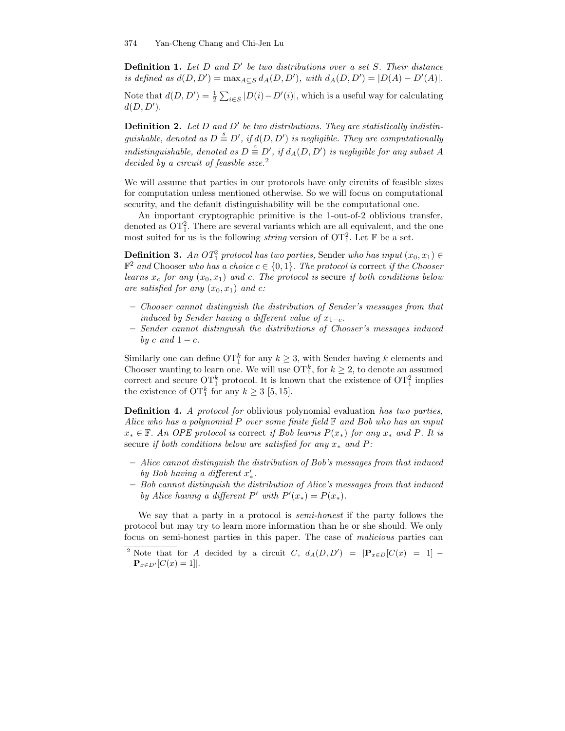**Definition 1.** *Let $D$ and $D'$ be two distributions over a set $S$. Their distance is defined as $d(D, D') = \max_{A \subseteq S} d_A(D, D')$, with $d_A(D, D') = |D(A) - D'(A)|$.*

Note that $d(D, D') = \frac{1}{2} \sum_{i \in S} |D(i) - D'(i)|$, which is a useful way for calculating $d(D, D')$.

**Definition 2.** *Let $D$ and $D'$ be two distributions. They are statistically indistinguishable, denoted as $D \stackrel{s}{\equiv} D'$, if $d(D, D')$ is negligible. They are computationally indistinguishable, denoted as $D \stackrel{c}{\equiv} D'$, if $d_A(D, D')$ is negligible for any subset $A$ decided by a circuit of feasible size.*[2]

We will assume that parties in our protocols have only circuits of feasible sizes for computation unless mentioned otherwise. So we will focus on computational security, and the default distinguishability will be the computational one.

An important cryptographic primitive is the 1-out-of-2 oblivious transfer, denoted as $\mathrm{OT}_1^2$. There are several variants which are all equivalent, and the one most suited for us is the following *string* version of $\mathrm{OT}_1^2$. Let $\mathbb{F}$ be a set.

**Definition 3.** *An $OT_1^2$ protocol has two parties,* Sender *who has input $(x_0, x_1) \in \mathbb{F}^2$ and* Chooser *who has a choice $c \in \{0, 1\}$. The protocol is* correct *if the Chooser learns $x_c$ for any $(x_0, x_1)$ and $c$. The protocol is* secure *if both conditions below are satisfied for any $(x_0, x_1)$ and $c$:*

- *Chooser cannot distinguish the distribution of Sender's messages from that induced by Sender having a different value of $x_{1-c}$.*
- *Sender cannot distinguish the distributions of Chooser's messages induced by $c$ and $1 - c$.*

Similarly one can define $\mathrm{OT}_1^k$ for any $k \geq 3$, with Sender having $k$ elements and Chooser wanting to learn one. We will use $\mathrm{OT}_1^k$, for $k \geq 2$, to denote an assumed correct and secure $\mathrm{OT}_1^k$ protocol. It is known that the existence of $\mathrm{OT}_1^2$ implies the existence of $\mathrm{OT}_1^k$ for any $k \geq 3$ [5, 15].

**Definition 4.** *A protocol for* oblivious polynomial evaluation *has two parties, Alice who has a polynomial $P$ over some finite field $\mathbb{F}$ and Bob who has an input $x_* \in \mathbb{F}$. An OPE protocol is* correct *if Bob learns $P(x_*)$ for any $x_*$ and $P$. It is* secure *if both conditions below are satisfied for any $x_*$ and $P$:*

- *Alice cannot distinguish the distribution of Bob's messages from that induced by Bob having a different $x'_*$.*
- *Bob cannot distinguish the distribution of Alice's messages from that induced by Alice having a different $P'$ with $P'(x_*) = P(x_*)$.*

We say that a party in a protocol is *semi-honest* if the party follows the protocol but may try to learn more information than he or she should. We only focus on semi-honest parties in this paper. The case of *malicious* parties can

[2] Note that for $A$ decided by a circuit $C$, $d_A(D, D') = |\mathbf{P}_{x \in D}[C(x) = 1] - \mathbf{P}_{x \in D'}[C(x) = 1]|$.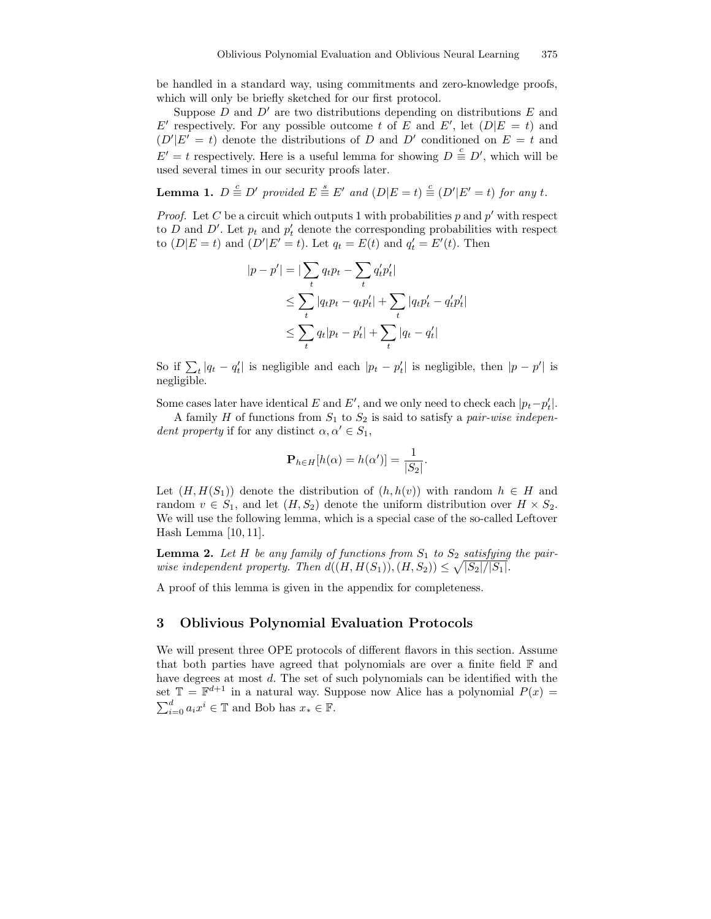be handled in a standard way, using commitments and zero-knowledge proofs, which will only be briefly sketched for our first protocol.

Suppose $D$ and $D'$ are two distributions depending on distributions $E$ and $E'$ respectively. For any possible outcome $t$ of $E$ and $E'$, let $(D|E = t)$ and $(D'|E' = t)$ denote the distributions of $D$ and $D'$ conditioned on $E = t$ and $E' = t$ respectively. Here is a useful lemma for showing $D \overset{c}{\equiv} D'$, which will be used several times in our security proofs later.

**Lemma 1.** *$D \overset{c}{\equiv} D'$ provided $E \overset{s}{\equiv} E'$ and $(D|E = t) \overset{c}{\equiv} (D'|E' = t)$ for any $t$.*

*Proof.* Let $C$ be a circuit which outputs 1 with probabilities $p$ and $p'$ with respect to $D$ and $D'$. Let $p_t$ and $p'_t$ denote the corresponding probabilities with respect to $(D|E = t)$ and $(D'|E' = t)$. Let $q_t = E(t)$ and $q'_t = E'(t)$. Then

$$
\begin{aligned}
|p - p'| &= |\sum_t q_t p_t - \sum_t q'_t p'_t| \\
&\leq \sum_t |q_t p_t - q_t p'_t| + \sum_t |q_t p'_t - q'_t p'_t| \\
&\leq \sum_t q_t |p_t - p'_t| + \sum_t |q_t - q'_t|
\end{aligned}
$$

So if $\sum_t |q_t - q'_t|$ is negligible and each $|p_t - p'_t|$ is negligible, then $|p - p'|$ is negligible.

Some cases later have identical $E$ and $E'$, and we only need to check each $|p_t - p'_t|$.

A family $H$ of functions from $S_1$ to $S_2$ is said to satisfy a *pair-wise independent property* if for any distinct $\alpha, \alpha' \in S_1$,

$$
\mathbf{P}_{h \in H}[h(\alpha) = h(\alpha')] = \frac{1}{|S_2|}.
$$

Let $(H, H(S_1))$ denote the distribution of $(h, h(v))$ with random $h \in H$ and random $v \in S_1$, and let $(H, S_2)$ denote the uniform distribution over $H \times S_2$. We will use the following lemma, which is a special case of the so-called Leftover Hash Lemma [10, 11].

**Lemma 2.** *Let $H$ be any family of functions from $S_1$ to $S_2$ satisfying the pair-wise independent property. Then $d((H, H(S_1)), (H, S_2)) \leq \sqrt{|S_2|/|S_1|}$.*

A proof of this lemma is given in the appendix for completeness.

## 3 Oblivious Polynomial Evaluation Protocols

We will present three OPE protocols of different flavors in this section. Assume that both parties have agreed that polynomials are over a finite field $\mathbb{F}$ and have degrees at most $d$. The set of such polynomials can be identified with the set $\mathbb{T} = \mathbb{F}^{d+1}$ in a natural way. Suppose now Alice has a polynomial $P(x) = \sum_{i=0}^{d} a_i x^i \in \mathbb{T}$ and Bob has $x_* \in \mathbb{F}$.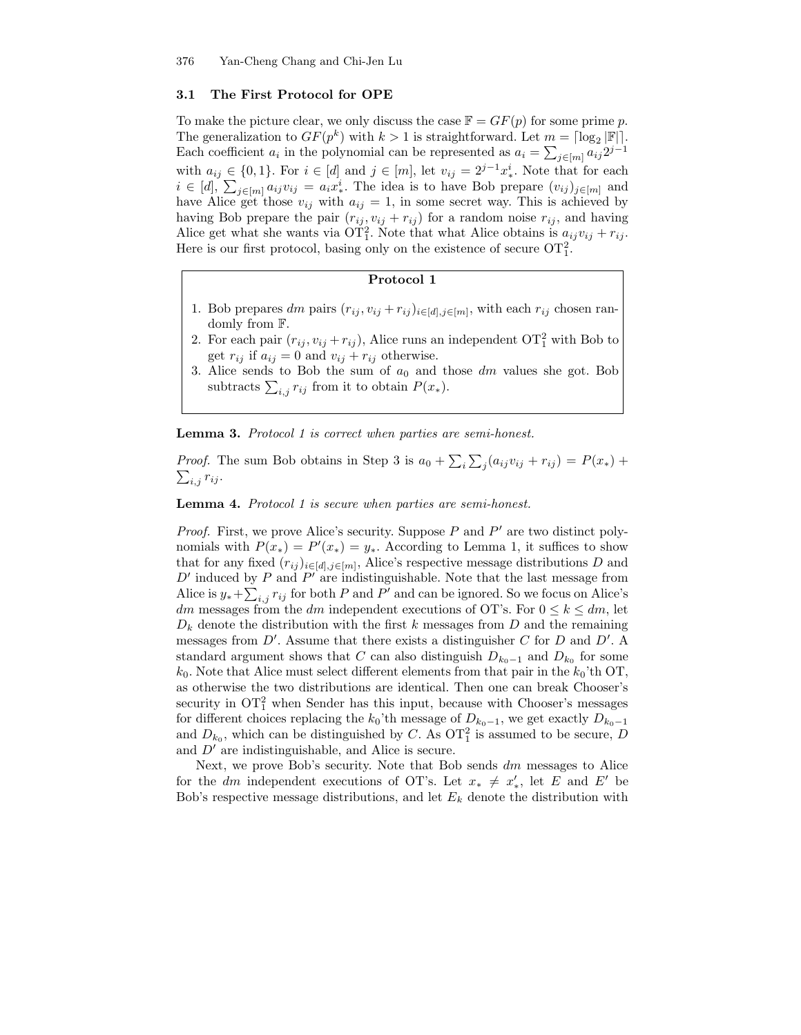### 3.1 The First Protocol for OPE

To make the picture clear, we only discuss the case $\mathbb{F} = GF(p)$ for some prime $p$. The generalization to $GF(p^k)$ with $k > 1$ is straightforward. Let $m = \lceil \log_2 |\mathbb{F}| \rceil$. Each coefficient $a_i$ in the polynomial can be represented as $a_i = \sum_{j \in [m]} a_{ij} 2^{j-1}$ with $a_{ij} \in \{0, 1\}$. For $i \in [d]$ and $j \in [m]$, let $v_{ij} = 2^{j-1} x_*^i$. Note that for each $i \in [d]$, $\sum_{j \in [m]} a_{ij} v_{ij} = a_i x_*^i$. The idea is to have Bob prepare $(v_{ij})_{j \in [m]}$ and have Alice get those $v_{ij}$ with $a_{ij} = 1$, in some secret way. This is achieved by having Bob prepare the pair $(r_{ij}, v_{ij} + r_{ij})$ for a random noise $r_{ij}$, and having Alice get what she wants via $\mathrm{OT}_1^2$. Note that what Alice obtains is $a_{ij} v_{ij} + r_{ij}$. Here is our first protocol, basing only on the existence of secure $\mathrm{OT}_1^2$.

**Protocol 1**

1. Bob prepares $dm$ pairs $(r_{ij}, v_{ij} + r_{ij})_{i \in [d], j \in [m]}$, with each $r_{ij}$ chosen randomly from $\mathbb{F}$.
2. For each pair $(r_{ij}, v_{ij} + r_{ij})$, Alice runs an independent $\mathrm{OT}_1^2$ with Bob to get $r_{ij}$ if $a_{ij} = 0$ and $v_{ij} + r_{ij}$ otherwise.
3. Alice sends to Bob the sum of $a_0$ and those $dm$ values she got. Bob subtracts $\sum_{i,j} r_{ij}$ from it to obtain $P(x_*)$.

**Lemma 3.** *Protocol 1 is correct when parties are semi-honest.*

*Proof.* The sum Bob obtains in Step 3 is $a_0 + \sum_i \sum_j (a_{ij} v_{ij} + r_{ij}) = P(x_*) + \sum_{i,j} r_{ij}$.

**Lemma 4.** *Protocol 1 is secure when parties are semi-honest.*

*Proof.* First, we prove Alice's security. Suppose $P$ and $P'$ are two distinct polynomials with $P(x_*) = P'(x_*) = y_*$. According to Lemma 1, it suffices to show that for any fixed $(r_{ij})_{i \in [d], j \in [m]}$, Alice's respective message distributions $D$ and $D'$ induced by $P$ and $P'$ are indistinguishable. Note that the last message from Alice is $y_* + \sum_{i,j} r_{ij}$ for both $P$ and $P'$ and can be ignored. So we focus on Alice's $dm$ messages from the $dm$ independent executions of OT's. For $0 \le k \le dm$, let $D_k$ denote the distribution with the first $k$ messages from $D$ and the remaining messages from $D'$. Assume that there exists a distinguisher $C$ for $D$ and $D'$. A standard argument shows that $C$ can also distinguish $D_{k_0 - 1}$ and $D_{k_0}$ for some $k_0$. Note that Alice must select different elements from that pair in the $k_0$'th OT, as otherwise the two distributions are identical. Then one can break Chooser's security in $\mathrm{OT}_1^2$ when Sender has this input, because with Chooser's messages for different choices replacing the $k_0$'th message of $D_{k_0 - 1}$, we get exactly $D_{k_0 - 1}$ and $D_{k_0}$, which can be distinguished by $C$. As $\mathrm{OT}_1^2$ is assumed to be secure, $D$ and $D'$ are indistinguishable, and Alice is secure.

Next, we prove Bob's security. Note that Bob sends $dm$ messages to Alice for the $dm$ independent executions of OT's. Let $x_* \ne x'_*$, let $E$ and $E'$ be Bob's respective message distributions, and let $E_k$ denote the distribution with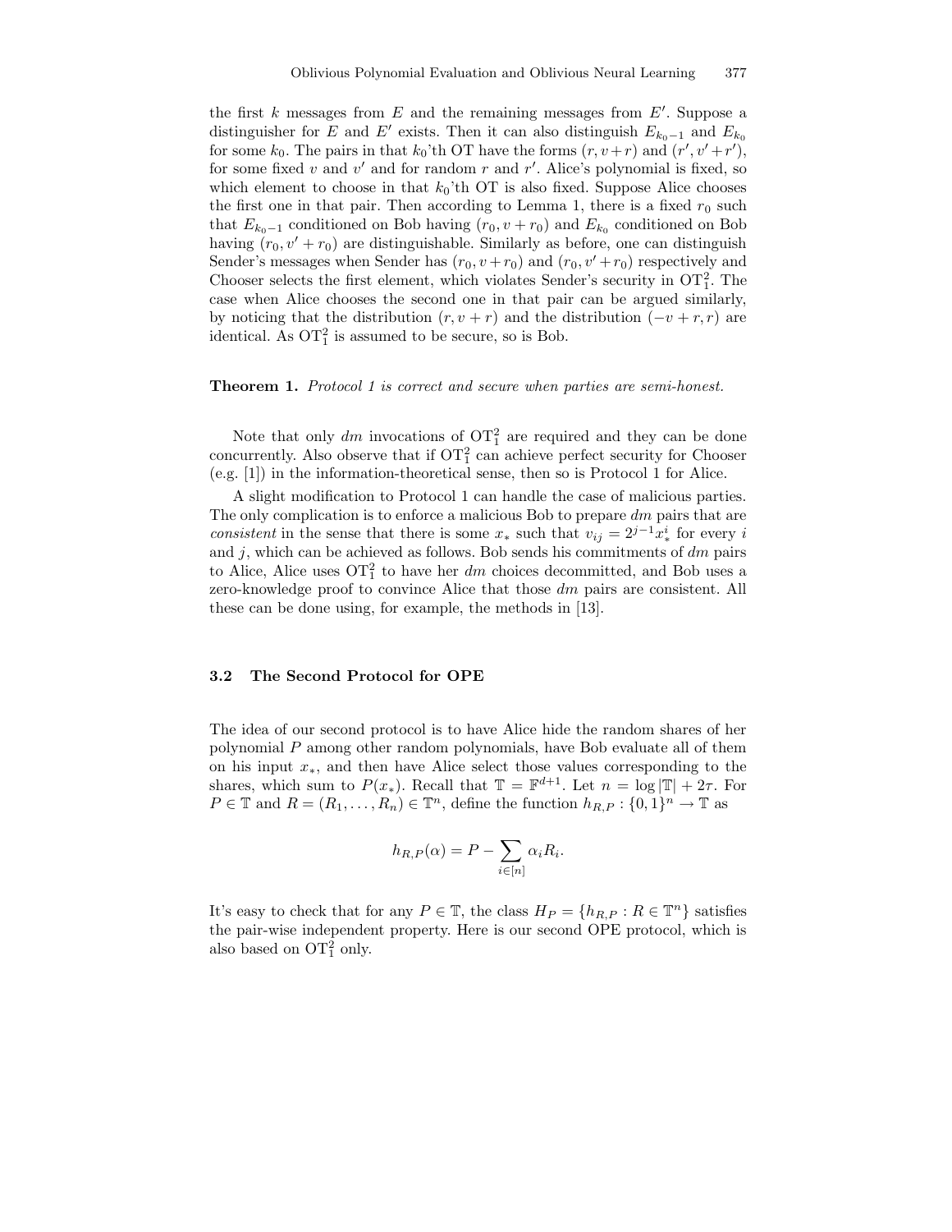the first $k$ messages from $E$ and the remaining messages from $E'$. Suppose a distinguisher for $E$ and $E'$ exists. Then it can also distinguish $E_{k_0-1}$ and $E_{k_0}$ for some $k_0$. The pairs in that $k_0$'th OT have the forms $(r, v+r)$ and $(r', v'+r')$, for some fixed $v$ and $v'$ and for random $r$ and $r'$. Alice's polynomial is fixed, so which element to choose in that $k_0$'th OT is also fixed. Suppose Alice chooses the first one in that pair. Then according to Lemma 1, there is a fixed $r_0$ such that $E_{k_0-1}$ conditioned on Bob having $(r_0, v+r_0)$ and $E_{k_0}$ conditioned on Bob having $(r_0, v'+r_0)$ are distinguishable. Similarly as before, one can distinguish Sender's messages when Sender has $(r_0, v+r_0)$ and $(r_0, v'+r_0)$ respectively and Chooser selects the first element, which violates Sender's security in $\mathrm{OT}_1^2$. The case when Alice chooses the second one in that pair can be argued similarly, by noticing that the distribution $(r, v+r)$ and the distribution $(-v+r, r)$ are identical. As $\mathrm{OT}_1^2$ is assumed to be secure, so is Bob.

**Theorem 1.** *Protocol 1 is correct and secure when parties are semi-honest.*

Note that only $dm$ invocations of $\mathrm{OT}_1^2$ are required and they can be done concurrently. Also observe that if $\mathrm{OT}_1^2$ can achieve perfect security for Chooser (e.g. [1]) in the information-theoretical sense, then so is Protocol 1 for Alice.

A slight modification to Protocol 1 can handle the case of malicious parties. The only complication is to enforce a malicious Bob to prepare $dm$ pairs that are *consistent* in the sense that there is some $x_*$ such that $v_{ij} = 2^{j-1}x_*^i$ for every $i$ and $j$, which can be achieved as follows. Bob sends his commitments of $dm$ pairs to Alice, Alice uses $\mathrm{OT}_1^2$ to have her $dm$ choices decommitted, and Bob uses a zero-knowledge proof to convince Alice that those $dm$ pairs are consistent. All these can be done using, for example, the methods in [13].

### 3.2 The Second Protocol for OPE

The idea of our second protocol is to have Alice hide the random shares of her polynomial $P$ among other random polynomials, have Bob evaluate all of them on his input $x_*$, and then have Alice select those values corresponding to the shares, which sum to $P(x_*)$. Recall that $\mathbb{T} = \mathbb{F}^{d+1}$. Let $n = \log|\mathbb{T}| + 2\tau$. For $P \in \mathbb{T}$ and $R = (R_1, \ldots, R_n) \in \mathbb{T}^n$, define the function $h_{R,P} : \{0,1\}^n \to \mathbb{T}$ as

$$h_{R,P}(\alpha) = P - \sum_{i \in [n]} \alpha_i R_i.$$

It's easy to check that for any $P \in \mathbb{T}$, the class $H_P = \{h_{R,P} : R \in \mathbb{T}^n\}$ satisfies the pair-wise independent property. Here is our second OPE protocol, which is also based on $\mathrm{OT}_1^2$ only.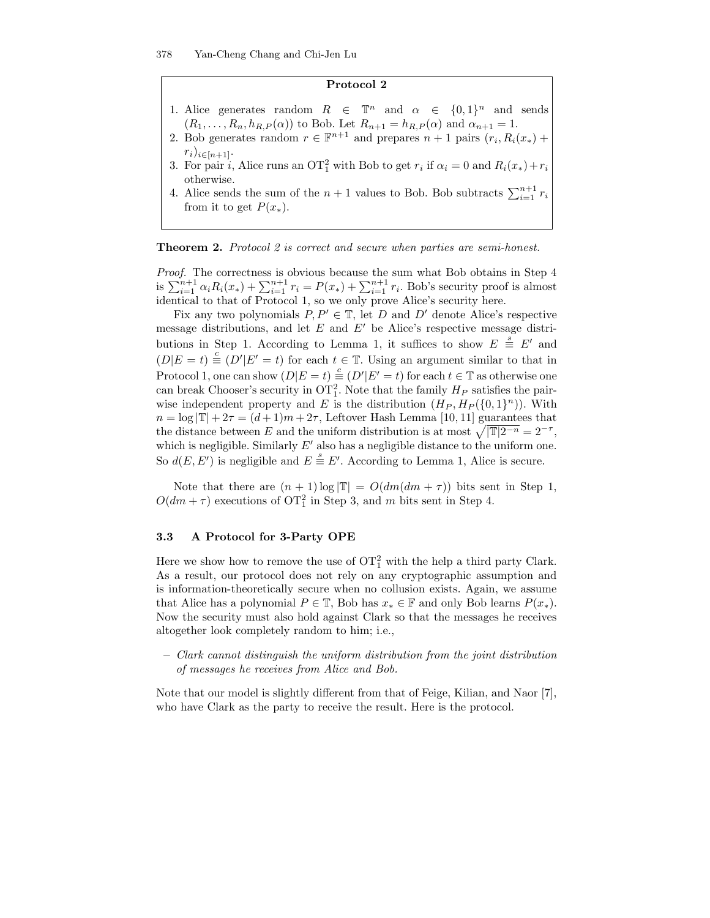**Protocol 2**

1. Alice generates random $R \in \mathbb{T}^n$ and $\alpha \in \{0,1\}^n$ and sends $(R_1, \ldots, R_n, h_{R,P}(\alpha))$ to Bob. Let $R_{n+1} = h_{R,P}(\alpha)$ and $\alpha_{n+1} = 1$.
2. Bob generates random $r \in \mathbb{F}^{n+1}$ and prepares $n+1$ pairs $(r_i, R_i(x_*) + r_i)_{i \in [n+1]}$.
3. For pair $i$, Alice runs an $\mathrm{OT}_1^2$ with Bob to get $r_i$ if $\alpha_i = 0$ and $R_i(x_*) + r_i$ otherwise.
4. Alice sends the sum of the $n+1$ values to Bob. Bob subtracts $\sum_{i=1}^{n+1} r_i$ from it to get $P(x_*)$.

**Theorem 2.** *Protocol 2 is correct and secure when parties are semi-honest.*

*Proof.* The correctness is obvious because the sum what Bob obtains in Step 4 is $\sum_{i=1}^{n+1} \alpha_i R_i(x_*) + \sum_{i=1}^{n+1} r_i = P(x_*) + \sum_{i=1}^{n+1} r_i$. Bob's security proof is almost identical to that of Protocol 1, so we only prove Alice's security here.

Fix any two polynomials $P, P' \in \mathbb{T}$, let $D$ and $D'$ denote Alice's respective message distributions, and let $E$ and $E'$ be Alice's respective message distributions in Step 1. According to Lemma 1, it suffices to show $E \overset{s}{\equiv} E'$ and $(D|E=t) \overset{c}{\equiv} (D'|E'=t)$ for each $t \in \mathbb{T}$. Using an argument similar to that in Protocol 1, one can show $(D|E=t) \overset{c}{\equiv} (D'|E'=t)$ for each $t \in \mathbb{T}$ as otherwise one can break Chooser's security in $\mathrm{OT}_1^2$. Note that the family $H_P$ satisfies the pair-wise independent property and $E$ is the distribution $(H_P, H_P(\{0,1\}^n))$. With $n = \log|\mathbb{T}| + 2\tau = (d+1)m + 2\tau$, Leftover Hash Lemma [10, 11] guarantees that the distance between $E$ and the uniform distribution is at most $\sqrt{|\mathbb{T}|2^{-n}} = 2^{-\tau}$, which is negligible. Similarly $E'$ also has a negligible distance to the uniform one. So $d(E, E')$ is negligible and $E \overset{s}{\equiv} E'$. According to Lemma 1, Alice is secure.

Note that there are $(n+1)\log|\mathbb{T}| = O(dm(dm+\tau))$ bits sent in Step 1, $O(dm+\tau)$ executions of $\mathrm{OT}_1^2$ in Step 3, and $m$ bits sent in Step 4.

### 3.3 A Protocol for 3-Party OPE

Here we show how to remove the use of $\mathrm{OT}_1^2$ with the help a third party Clark. As a result, our protocol does not rely on any cryptographic assumption and is information-theoretically secure when no collusion exists. Again, we assume that Alice has a polynomial $P \in \mathbb{T}$, Bob has $x_* \in \mathbb{F}$ and only Bob learns $P(x_*)$. Now the security must also hold against Clark so that the messages he receives altogether look completely random to him; i.e.,

- *Clark cannot distinguish the uniform distribution from the joint distribution of messages he receives from Alice and Bob.*

Note that our model is slightly different from that of Feige, Kilian, and Naor [7], who have Clark as the party to receive the result. Here is the protocol.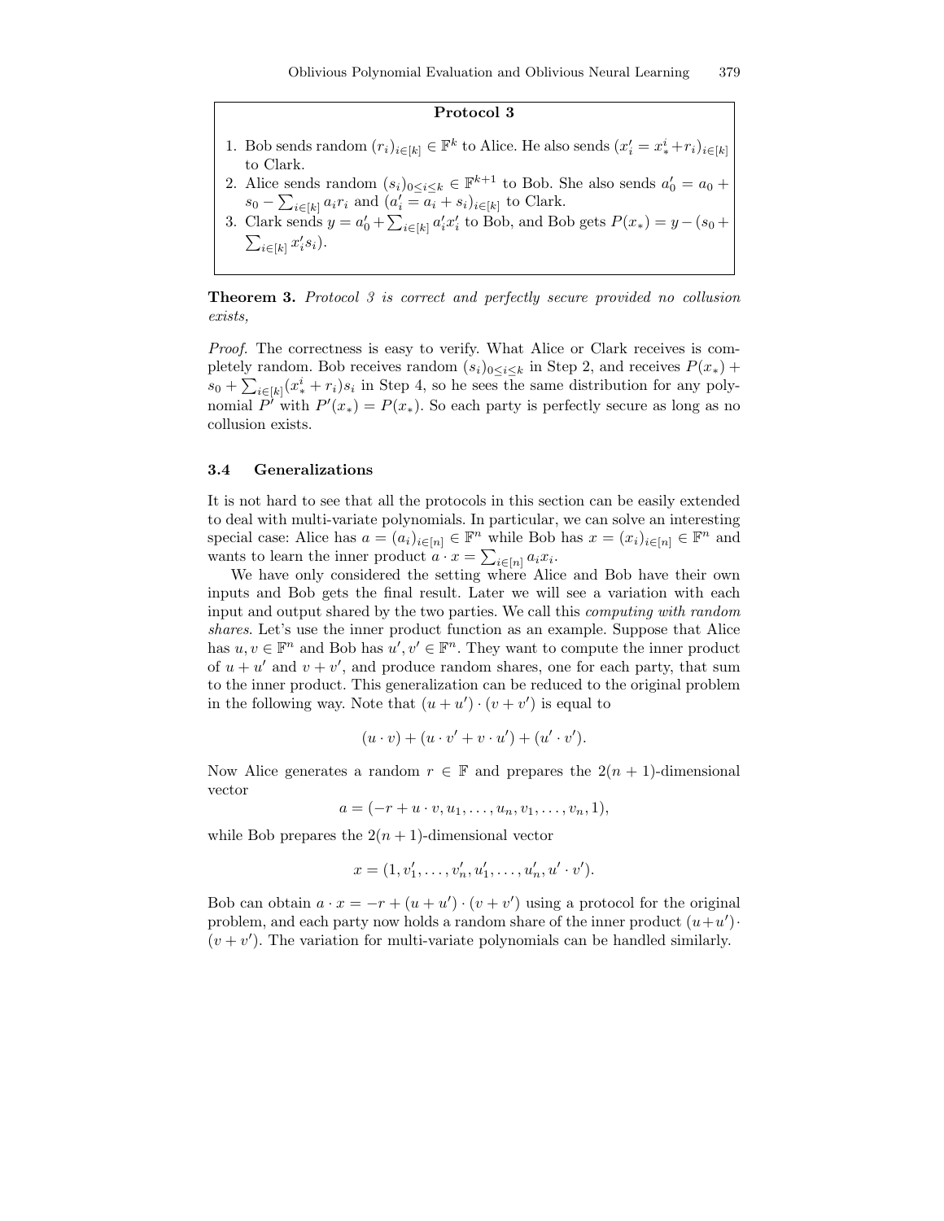**Protocol 3**

1. Bob sends random $(r_i)_{i\in[k]} \in \mathbb{F}^k$ to Alice. He also sends $(x'_i = x^i_* + r_i)_{i\in[k]}$ to Clark.
2. Alice sends random $(s_i)_{0\le i\le k} \in \mathbb{F}^{k+1}$ to Bob. She also sends $a'_0 = a_0 + s_0 - \sum_{i\in[k]} a_i r_i$ and $(a'_i = a_i + s_i)_{i\in[k]}$ to Clark.
3. Clark sends $y = a'_0 + \sum_{i\in[k]} a'_i x'_i$ to Bob, and Bob gets $P(x_*) = y - (s_0 + \sum_{i\in[k]} x'_i s_i)$.

**Theorem 3.** *Protocol 3 is correct and perfectly secure provided no collusion exists,*

*Proof.* The correctness is easy to verify. What Alice or Clark receives is completely random. Bob receives random $(s_i)_{0\le i\le k}$ in Step 2, and receives $P(x_*) + s_0 + \sum_{i\in[k]}(x^i_* + r_i)s_i$ in Step 4, so he sees the same distribution for any polynomial $P'$ with $P'(x_*) = P(x_*)$. So each party is perfectly secure as long as no collusion exists.

### 3.4 Generalizations

It is not hard to see that all the protocols in this section can be easily extended to deal with multi-variate polynomials. In particular, we can solve an interesting special case: Alice has $a = (a_i)_{i\in[n]} \in \mathbb{F}^n$ while Bob has $x = (x_i)_{i\in[n]} \in \mathbb{F}^n$ and wants to learn the inner product $a \cdot x = \sum_{i\in[n]} a_i x_i$.

We have only considered the setting where Alice and Bob have their own inputs and Bob gets the final result. Later we will see a variation with each input and output shared by the two parties. We call this *computing with random shares*. Let's use the inner product function as an example. Suppose that Alice has $u, v \in \mathbb{F}^n$ and Bob has $u', v' \in \mathbb{F}^n$. They want to compute the inner product of $u + u'$ and $v + v'$, and produce random shares, one for each party, that sum to the inner product. This generalization can be reduced to the original problem in the following way. Note that $(u + u') \cdot (v + v')$ is equal to

$$(u \cdot v) + (u \cdot v' + v \cdot u') + (u' \cdot v').$$

Now Alice generates a random $r \in \mathbb{F}$ and prepares the $2(n + 1)$-dimensional vector

$$a = (-r + u \cdot v, u_1, \ldots, u_n, v_1, \ldots, v_n, 1),$$

while Bob prepares the $2(n + 1)$-dimensional vector

$$x = (1, v'_1, \ldots, v'_n, u'_1, \ldots, u'_n, u' \cdot v').$$

Bob can obtain $a \cdot x = -r + (u + u') \cdot (v + v')$ using a protocol for the original problem, and each party now holds a random share of the inner product $(u+u') \cdot (v + v')$. The variation for multi-variate polynomials can be handled similarly.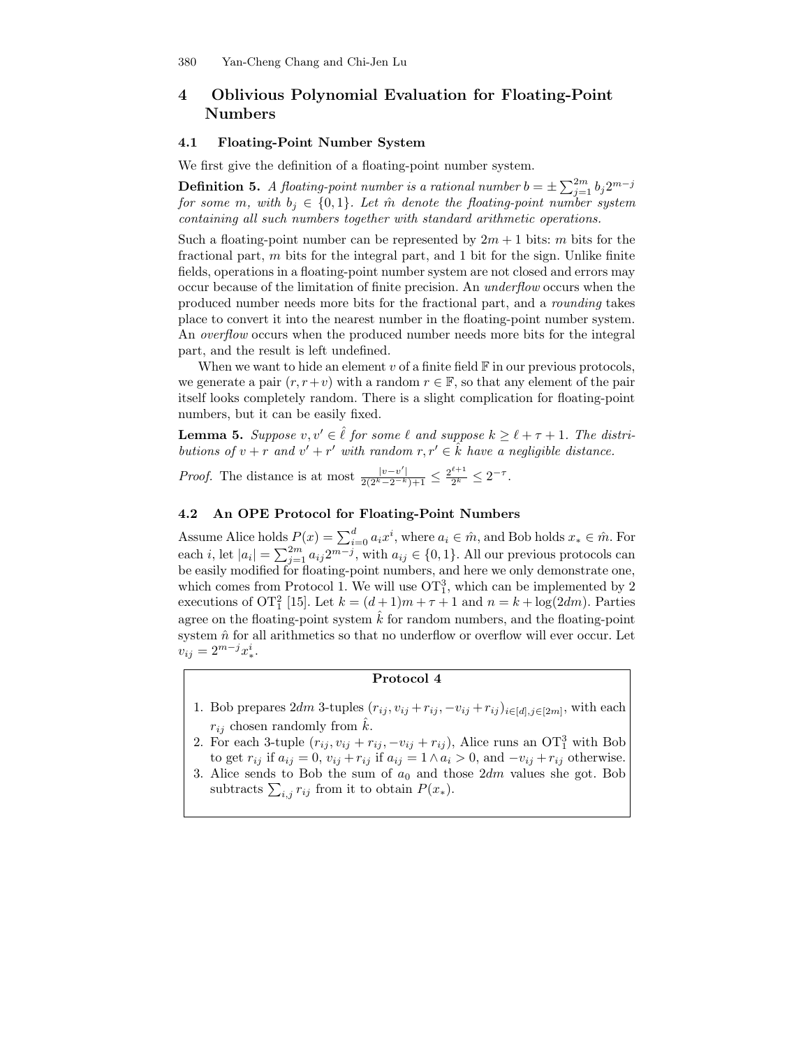## 4 Oblivious Polynomial Evaluation for Floating-Point Numbers

### 4.1 Floating-Point Number System

We first give the definition of a floating-point number system.

**Definition 5.** *A floating-point number is a rational number $b = \pm \sum_{j=1}^{2m} b_j 2^{m-j}$ for some $m$, with $b_j \in \{0, 1\}$. Let $\hat{m}$ denote the floating-point number system containing all such numbers together with standard arithmetic operations.*

Such a floating-point number can be represented by $2m + 1$ bits: $m$ bits for the fractional part, $m$ bits for the integral part, and 1 bit for the sign. Unlike finite fields, operations in a floating-point number system are not closed and errors may occur because of the limitation of finite precision. An *underflow* occurs when the produced number needs more bits for the fractional part, and a *rounding* takes place to convert it into the nearest number in the floating-point number system. An *overflow* occurs when the produced number needs more bits for the integral part, and the result is left undefined.

When we want to hide an element $v$ of a finite field $\mathbb{F}$ in our previous protocols, we generate a pair $(r, r + v)$ with a random $r \in \mathbb{F}$, so that any element of the pair itself looks completely random. There is a slight complication for floating-point numbers, but it can be easily fixed.

**Lemma 5.** *Suppose $v, v' \in \hat{\ell}$ for some $\ell$ and suppose $k \geq \ell + \tau + 1$. The distributions of $v + r$ and $v' + r'$ with random $r, r' \in \hat{k}$ have a negligible distance.*

*Proof.* The distance is at most $\frac{|v-v'|}{2(2^k-2^{-k})+1} \leq \frac{2^{\ell+1}}{2^k} \leq 2^{-\tau}$.

### 4.2 An OPE Protocol for Floating-Point Numbers

Assume Alice holds $P(x) = \sum_{i=0}^{d} a_i x^i$, where $a_i \in \hat{m}$, and Bob holds $x_* \in \hat{m}$. For each $i$, let $|a_i| = \sum_{j=1}^{2m} a_{ij} 2^{m-j}$, with $a_{ij} \in \{0, 1\}$. All our previous protocols can be easily modified for floating-point numbers, and here we only demonstrate one, which comes from Protocol 1. We will use $\text{OT}_1^3$, which can be implemented by 2 executions of $\text{OT}_1^2$ [15]. Let $k = (d+1)m + \tau + 1$ and $n = k + \log(2dm)$. Parties agree on the floating-point system $\hat{k}$ for random numbers, and the floating-point system $\hat{n}$ for all arithmetics so that no underflow or overflow will ever occur. Let $v_{ij} = 2^{m-j} x_*^i$.

**Protocol 4**

1. Bob prepares $2dm$ 3-tuples $(r_{ij}, v_{ij} + r_{ij}, -v_{ij} + r_{ij})_{i \in [d], j \in [2m]}$, with each $r_{ij}$ chosen randomly from $\hat{k}$.
2. For each 3-tuple $(r_{ij}, v_{ij} + r_{ij}, -v_{ij} + r_{ij})$, Alice runs an $\text{OT}_1^3$ with Bob to get $r_{ij}$ if $a_{ij} = 0$, $v_{ij} + r_{ij}$ if $a_{ij} = 1 \wedge a_i > 0$, and $-v_{ij} + r_{ij}$ otherwise.
3. Alice sends to Bob the sum of $a_0$ and those $2dm$ values she got. Bob subtracts $\sum_{i,j} r_{ij}$ from it to obtain $P(x_*)$.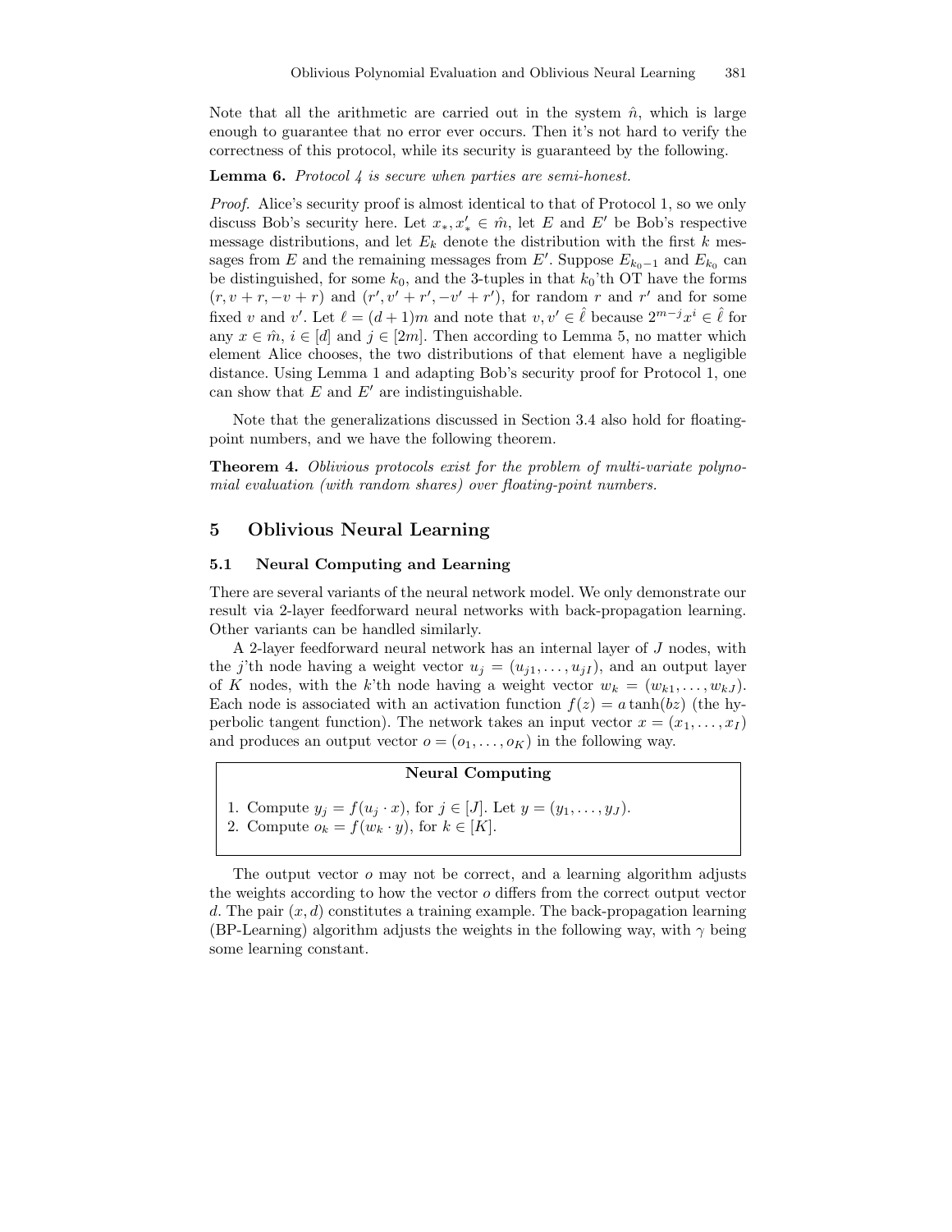Note that all the arithmetic are carried out in the system $\hat{n}$, which is large enough to guarantee that no error ever occurs. Then it's not hard to verify the correctness of this protocol, while its security is guaranteed by the following.

**Lemma 6.** *Protocol 4 is secure when parties are semi-honest.*

*Proof.* Alice's security proof is almost identical to that of Protocol 1, so we only discuss Bob's security here. Let $x_*, x'_* \in \hat{m}$, let $E$ and $E'$ be Bob's respective message distributions, and let $E_k$ denote the distribution with the first $k$ messages from $E$ and the remaining messages from $E'$. Suppose $E_{k_0-1}$ and $E_{k_0}$ can be distinguished, for some $k_0$, and the 3-tuples in that $k_0$'th OT have the forms $(r, v+r, -v+r)$ and $(r', v'+r', -v'+r')$, for random $r$ and $r'$ and for some fixed $v$ and $v'$. Let $\ell = (d+1)m$ and note that $v, v' \in \hat{\ell}$ because $2^{m-j}x^i \in \hat{\ell}$ for any $x \in \hat{m}$, $i \in [d]$ and $j \in [2m]$. Then according to Lemma 5, no matter which element Alice chooses, the two distributions of that element have a negligible distance. Using Lemma 1 and adapting Bob's security proof for Protocol 1, one can show that $E$ and $E'$ are indistinguishable.

Note that the generalizations discussed in Section 3.4 also hold for floating-point numbers, and we have the following theorem.

**Theorem 4.** *Oblivious protocols exist for the problem of multi-variate polynomial evaluation (with random shares) over floating-point numbers.*

## 5 Oblivious Neural Learning

### 5.1 Neural Computing and Learning

There are several variants of the neural network model. We only demonstrate our result via 2-layer feedforward neural networks with back-propagation learning. Other variants can be handled similarly.

A 2-layer feedforward neural network has an internal layer of $J$ nodes, with the $j$'th node having a weight vector $u_j = (u_{j1}, \ldots, u_{jI})$, and an output layer of $K$ nodes, with the $k$'th node having a weight vector $w_k = (w_{k1}, \ldots, w_{kJ})$. Each node is associated with an activation function $f(z) = a \tanh(bz)$ (the hyperbolic tangent function). The network takes an input vector $x = (x_1, \ldots, x_I)$ and produces an output vector $o = (o_1, \ldots, o_K)$ in the following way.

**Neural Computing**

1. Compute $y_j = f(u_j \cdot x)$, for $j \in [J]$. Let $y = (y_1, \ldots, y_J)$.
2. Compute $o_k = f(w_k \cdot y)$, for $k \in [K]$.

The output vector $o$ may not be correct, and a learning algorithm adjusts the weights according to how the vector $o$ differs from the correct output vector $d$. The pair $(x, d)$ constitutes a training example. The back-propagation learning (BP-Learning) algorithm adjusts the weights in the following way, with $\gamma$ being some learning constant.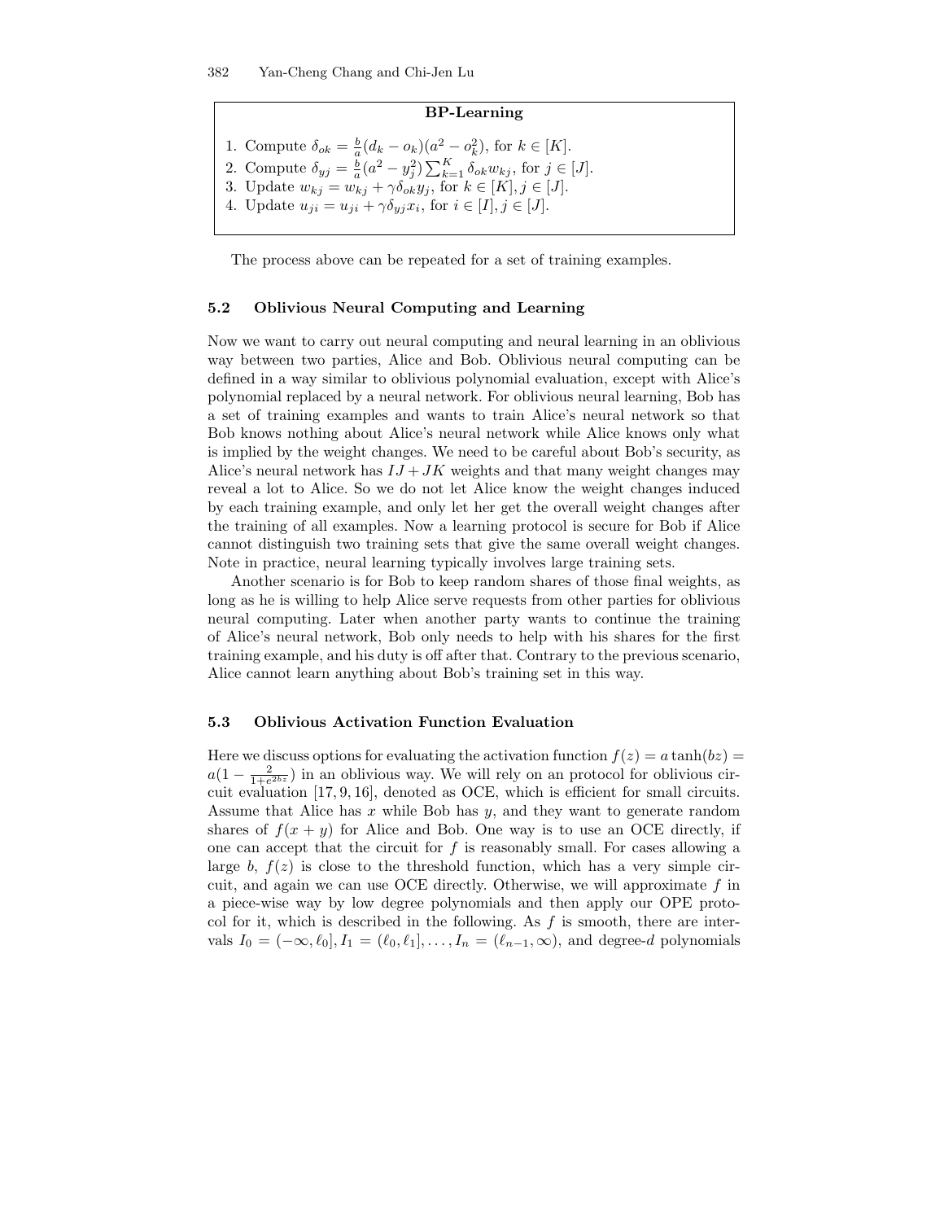**BP-Learning**

1. Compute $\delta_{ok} = \frac{b}{a}(d_k - o_k)(a^2 - o_k^2)$, for $k \in [K]$.
2. Compute $\delta_{yj} = \frac{b}{a}(a^2 - y_j^2)\sum_{k=1}^{K} \delta_{ok} w_{kj}$, for $j \in [J]$.
3. Update $w_{kj} = w_{kj} + \gamma\delta_{ok} y_j$, for $k \in [K], j \in [J]$.
4. Update $u_{ji} = u_{ji} + \gamma\delta_{yj} x_i$, for $i \in [I], j \in [J]$.

The process above can be repeated for a set of training examples.

### 5.2 Oblivious Neural Computing and Learning

Now we want to carry out neural computing and neural learning in an oblivious way between two parties, Alice and Bob. Oblivious neural computing can be defined in a way similar to oblivious polynomial evaluation, except with Alice's polynomial replaced by a neural network. For oblivious neural learning, Bob has a set of training examples and wants to train Alice's neural network so that Bob knows nothing about Alice's neural network while Alice knows only what is implied by the weight changes. We need to be careful about Bob's security, as Alice's neural network has $IJ + JK$ weights and that many weight changes may reveal a lot to Alice. So we do not let Alice know the weight changes induced by each training example, and only let her get the overall weight changes after the training of all examples. Now a learning protocol is secure for Bob if Alice cannot distinguish two training sets that give the same overall weight changes. Note in practice, neural learning typically involves large training sets.

Another scenario is for Bob to keep random shares of those final weights, as long as he is willing to help Alice serve requests from other parties for oblivious neural computing. Later when another party wants to continue the training of Alice's neural network, Bob only needs to help with his shares for the first training example, and his duty is off after that. Contrary to the previous scenario, Alice cannot learn anything about Bob's training set in this way.

### 5.3 Oblivious Activation Function Evaluation

Here we discuss options for evaluating the activation function $f(z) = a\tanh(bz) = a(1 - \frac{2}{1+e^{2bz}})$ in an oblivious way. We will rely on an protocol for oblivious circuit evaluation [17, 9, 16], denoted as OCE, which is efficient for small circuits. Assume that Alice has $x$ while Bob has $y$, and they want to generate random shares of $f(x + y)$ for Alice and Bob. One way is to use an OCE directly, if one can accept that the circuit for $f$ is reasonably small. For cases allowing a large $b$, $f(z)$ is close to the threshold function, which has a very simple circuit, and again we can use OCE directly. Otherwise, we will approximate $f$ in a piece-wise way by low degree polynomials and then apply our OPE protocol for it, which is described in the following. As $f$ is smooth, there are intervals $I_0 = (-\infty, \ell_0], I_1 = (\ell_0, \ell_1], \ldots, I_n = (\ell_{n-1}, \infty)$, and degree-$d$ polynomials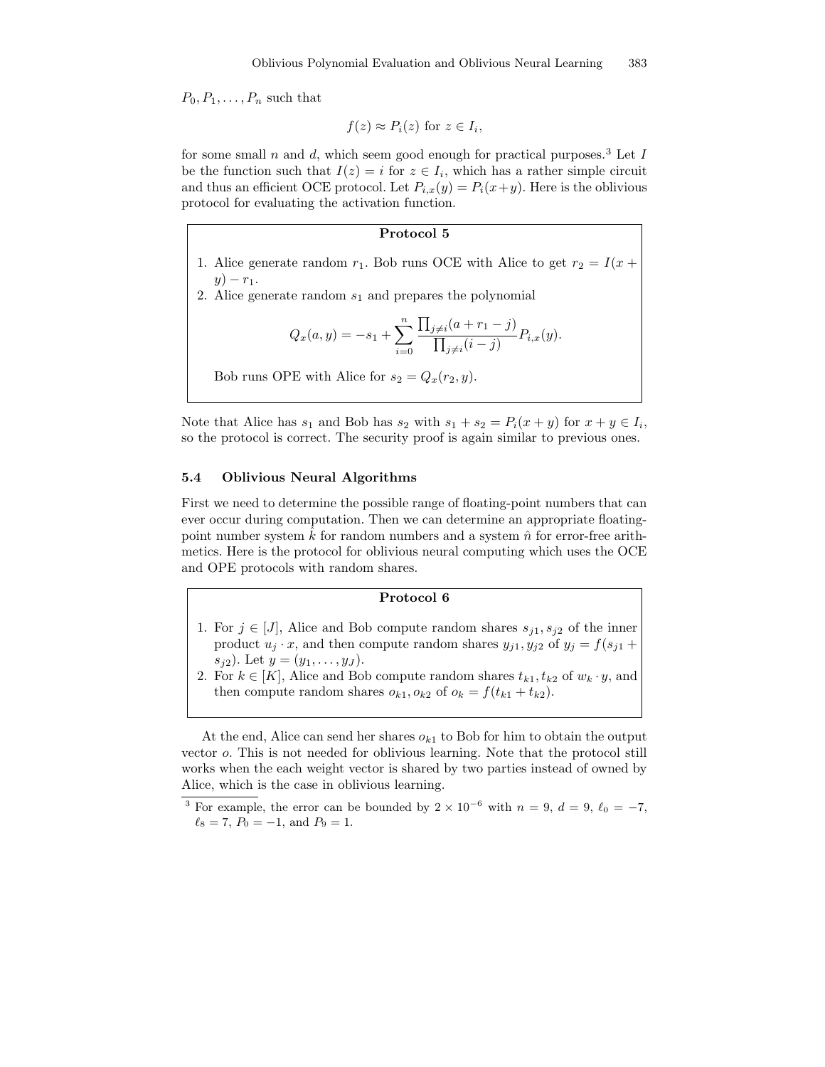$P_0, P_1, \ldots, P_n$ such that

$$f(z) \approx P_i(z) \text{ for } z \in I_i,$$

for some small $n$ and $d$, which seem good enough for practical purposes.[3] Let $I$ be the function such that $I(z) = i$ for $z \in I_i$, which has a rather simple circuit and thus an efficient OCE protocol. Let $P_{i,x}(y) = P_i(x+y)$. Here is the oblivious protocol for evaluating the activation function.

**Protocol 5**

1. Alice generate random $r_1$. Bob runs OCE with Alice to get $r_2 = I(x + y) - r_1$.
2. Alice generate random $s_1$ and prepares the polynomial

$$Q_x(a, y) = -s_1 + \sum_{i=0}^{n} \frac{\prod_{j \neq i}(a + r_1 - j)}{\prod_{j \neq i}(i - j)} P_{i,x}(y).$$

   Bob runs OPE with Alice for $s_2 = Q_x(r_2, y)$.

Note that Alice has $s_1$ and Bob has $s_2$ with $s_1 + s_2 = P_i(x + y)$ for $x + y \in I_i$, so the protocol is correct. The security proof is again similar to previous ones.

### 5.4 Oblivious Neural Algorithms

First we need to determine the possible range of floating-point numbers that can ever occur during computation. Then we can determine an appropriate floating-point number system $\hat{k}$ for random numbers and a system $\hat{n}$ for error-free arithmetics. Here is the protocol for oblivious neural computing which uses the OCE and OPE protocols with random shares.

**Protocol 6**

1. For $j \in [J]$, Alice and Bob compute random shares $s_{j1}, s_{j2}$ of the inner product $u_j \cdot x$, and then compute random shares $y_{j1}, y_{j2}$ of $y_j = f(s_{j1} + s_{j2})$. Let $y = (y_1, \ldots, y_J)$.
2. For $k \in [K]$, Alice and Bob compute random shares $t_{k1}, t_{k2}$ of $w_k \cdot y$, and then compute random shares $o_{k1}, o_{k2}$ of $o_k = f(t_{k1} + t_{k2})$.

At the end, Alice can send her shares $o_{k1}$ to Bob for him to obtain the output vector $o$. This is not needed for oblivious learning. Note that the protocol still works when the each weight vector is shared by two parties instead of owned by Alice, which is the case in oblivious learning.

---

[3] For example, the error can be bounded by $2 \times 10^{-6}$ with $n = 9$, $d = 9$, $\ell_0 = -7$, $\ell_8 = 7$, $P_0 = -1$, and $P_9 = 1$.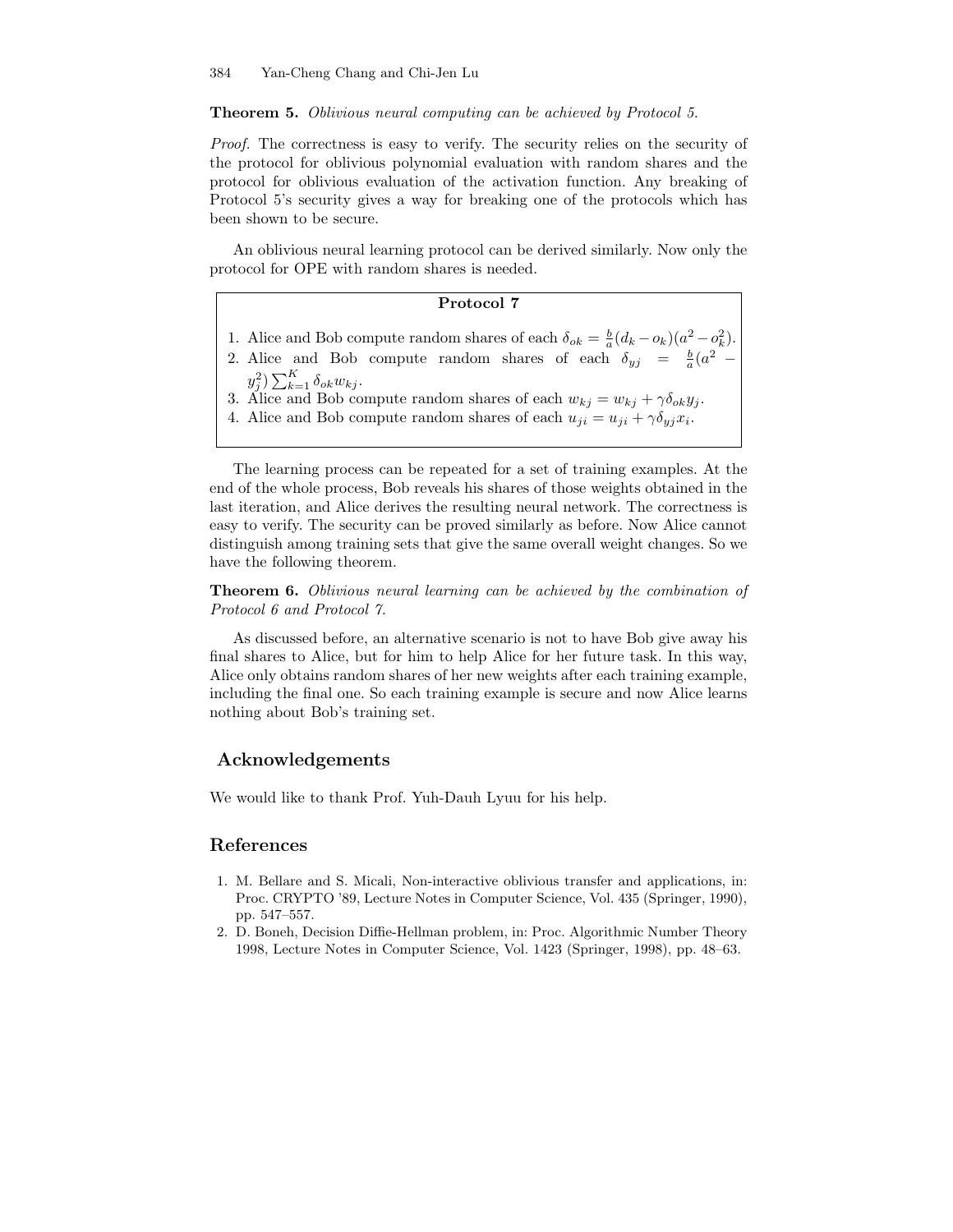**Theorem 5.** *Oblivious neural computing can be achieved by Protocol 5.*

*Proof.* The correctness is easy to verify. The security relies on the security of the protocol for oblivious polynomial evaluation with random shares and the protocol for oblivious evaluation of the activation function. Any breaking of Protocol 5's security gives a way for breaking one of the protocols which has been shown to be secure.

An oblivious neural learning protocol can be derived similarly. Now only the protocol for OPE with random shares is needed.

**Protocol 7**

1. Alice and Bob compute random shares of each $\delta_{ok} = \frac{b}{a}(d_k - o_k)(a^2 - o_k^2)$.
2. Alice and Bob compute random shares of each $\delta_{yj} = \frac{b}{a}(a^2 - y_j^2)\sum_{k=1}^{K}\delta_{ok}w_{kj}$.
3. Alice and Bob compute random shares of each $w_{kj} = w_{kj} + \gamma\delta_{ok}y_j$.
4. Alice and Bob compute random shares of each $u_{ji} = u_{ji} + \gamma\delta_{yj}x_i$.

The learning process can be repeated for a set of training examples. At the end of the whole process, Bob reveals his shares of those weights obtained in the last iteration, and Alice derives the resulting neural network. The correctness is easy to verify. The security can be proved similarly as before. Now Alice cannot distinguish among training sets that give the same overall weight changes. So we have the following theorem.

**Theorem 6.** *Oblivious neural learning can be achieved by the combination of Protocol 6 and Protocol 7.*

As discussed before, an alternative scenario is not to have Bob give away his final shares to Alice, but for him to help Alice for her future task. In this way, Alice only obtains random shares of her new weights after each training example, including the final one. So each training example is secure and now Alice learns nothing about Bob's training set.

## Acknowledgements

We would like to thank Prof. Yuh-Dauh Lyuu for his help.

## References

1. M. Bellare and S. Micali, Non-interactive oblivious transfer and applications, in: Proc. CRYPTO '89, Lecture Notes in Computer Science, Vol. 435 (Springer, 1990), pp. 547–557.
2. D. Boneh, Decision Diffie-Hellman problem, in: Proc. Algorithmic Number Theory 1998, Lecture Notes in Computer Science, Vol. 1423 (Springer, 1998), pp. 48–63.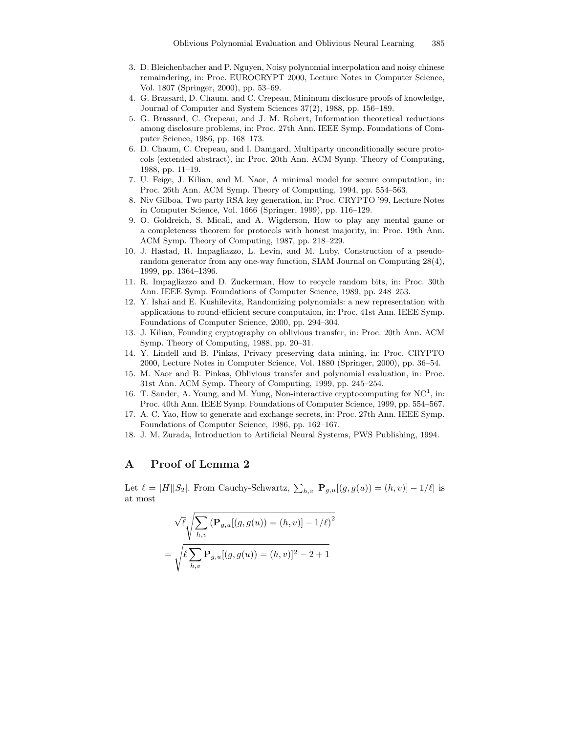3. D. Bleichenbacher and P. Nguyen, Noisy polynomial interpolation and noisy chinese remaindering, in: Proc. EUROCRYPT 2000, Lecture Notes in Computer Science, Vol. 1807 (Springer, 2000), pp. 53–69.
4. G. Brassard, D. Chaum, and C. Crepeau, Minimum disclosure proofs of knowledge, Journal of Computer and System Sciences 37(2), 1988, pp. 156–189.
5. G. Brassard, C. Crepeau, and J. M. Robert, Information theoretical reductions among disclosure problems, in: Proc. 27th Ann. IEEE Symp. Foundations of Computer Science, 1986, pp. 168–173.
6. D. Chaum, C. Crepeau, and I. Damgard, Multiparty unconditionally secure protocols (extended abstract), in: Proc. 20th Ann. ACM Symp. Theory of Computing, 1988, pp. 11–19.
7. U. Feige, J. Kilian, and M. Naor, A minimal model for secure computation, in: Proc. 26th Ann. ACM Symp. Theory of Computing, 1994, pp. 554–563.
8. Niv Gilboa, Two party RSA key generation, in: Proc. CRYPTO '99, Lecture Notes in Computer Science, Vol. 1666 (Springer, 1999), pp. 116–129.
9. O. Goldreich, S. Micali, and A. Wigderson, How to play any mental game or a completeness theorem for protocols with honest majority, in: Proc. 19th Ann. ACM Symp. Theory of Computing, 1987, pp. 218–229.
10. J. Håstad, R. Impagliazzo, L. Levin, and M. Luby, Construction of a pseudorandom generator from any one-way function, SIAM Journal on Computing 28(4), 1999, pp. 1364–1396.
11. R. Impagliazzo and D. Zuckerman, How to recycle random bits, in: Proc. 30th Ann. IEEE Symp. Foundations of Computer Science, 1989, pp. 248–253.
12. Y. Ishai and E. Kushilevitz, Randomizing polynomials: a new representation with applications to round-efficient secure computaion, in: Proc. 41st Ann. IEEE Symp. Foundations of Computer Science, 2000, pp. 294–304.
13. J. Kilian, Founding cryptography on oblivious transfer, in: Proc. 20th Ann. ACM Symp. Theory of Computing, 1988, pp. 20–31.
14. Y. Lindell and B. Pinkas, Privacy preserving data mining, in: Proc. CRYPTO 2000, Lecture Notes in Computer Science, Vol. 1880 (Springer, 2000), pp. 36–54.
15. M. Naor and B. Pinkas, Oblivious transfer and polynomial evaluation, in: Proc. 31st Ann. ACM Symp. Theory of Computing, 1999, pp. 245–254.
16. T. Sander, A. Young, and M. Yung, Non-interactive cryptocomputing for $\mathrm{NC}^1$, in: Proc. 40th Ann. IEEE Symp. Foundations of Computer Science, 1999, pp. 554–567.
17. A. C. Yao, How to generate and exchange secrets, in: Proc. 27th Ann. IEEE Symp. Foundations of Computer Science, 1986, pp. 162–167.
18. J. M. Zurada, Introduction to Artificial Neural Systems, PWS Publishing, 1994.

## A Proof of Lemma 2

Let $\ell = |H||S_2|$. From Cauchy-Schwartz, $\sum_{h,v} |\mathbf{P}_{g,u}[(g, g(u)) = (h, v)] - 1/\ell|$ is at most

$$
\begin{aligned}
&\sqrt{\ell}\sqrt{\sum_{h,v} \left(\mathbf{P}_{g,u}[(g, g(u)) = (h, v)] - 1/\ell\right)^2} \\
&= \sqrt{\ell \sum_{h,v} \mathbf{P}_{g,u}[(g, g(u)) = (h, v)]^2 - 2 + 1}
\end{aligned}
$$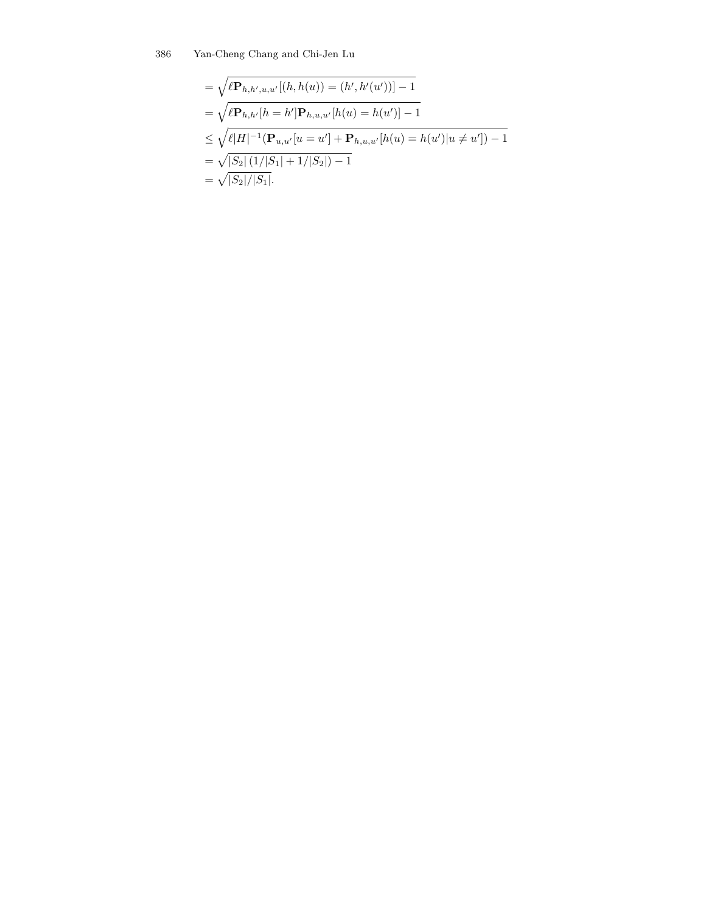$$
\begin{aligned}
&= \sqrt{\ell \mathbf{P}_{h,h',u,u'}[(h,h(u)) = (h',h'(u'))] - 1} \\
&= \sqrt{\ell \mathbf{P}_{h,h'}[h = h'] \mathbf{P}_{h,u,u'}[h(u) = h(u')] - 1} \\
&\leq \sqrt{\ell |H|^{-1} (\mathbf{P}_{u,u'}[u = u'] + \mathbf{P}_{h,u,u'}[h(u) = h(u') | u \neq u']) - 1} \\
&= \sqrt{|S_2| \left(1/|S_1| + 1/|S_2|\right) - 1} \\
&= \sqrt{|S_2|/|S_1|}.
\end{aligned}
$$